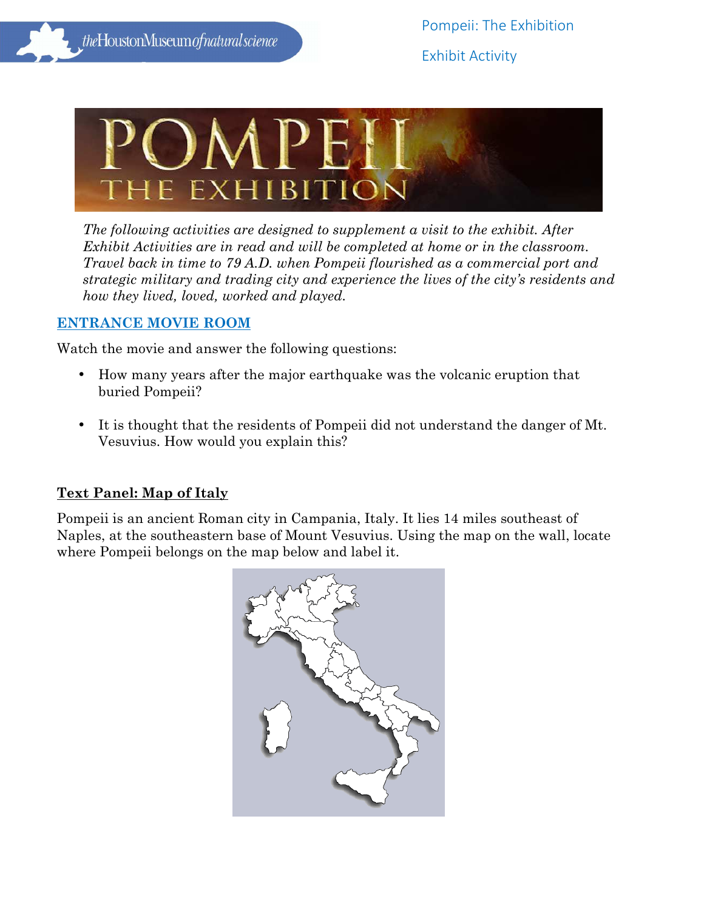Pompeii: The Exhibition

Exhibit Activity

# POMPEII THE EXHIBITION

*The following activities are designed to supplement a visit to the exhibit. After Exhibit Activities are in read and will be completed at home or in the classroom. Travel back in time to 79 A.D. when Pompeii flourished as a commercial port and strategic military and trading city and experience the lives of the city's residents and how they lived, loved, worked and played.*

## ENTRANCE MOVIE ROOM

Watch the movie and answer the following questions:

- How many years after the major earthquake was the volcanic eruption that buried Pompeii?
- It is thought that the residents of Pompeii did not understand the danger of Mt. Vesuvius. How would you explain this?

## Text Panel: Map of Italy

Pompeii is an ancient Roman city in Campania, Italy. It lies 14 miles southeast of Naples, at the southeastern base of Mount Vesuvius. Using the map on the wall, locate where Pompeii belongs on the map below and label it.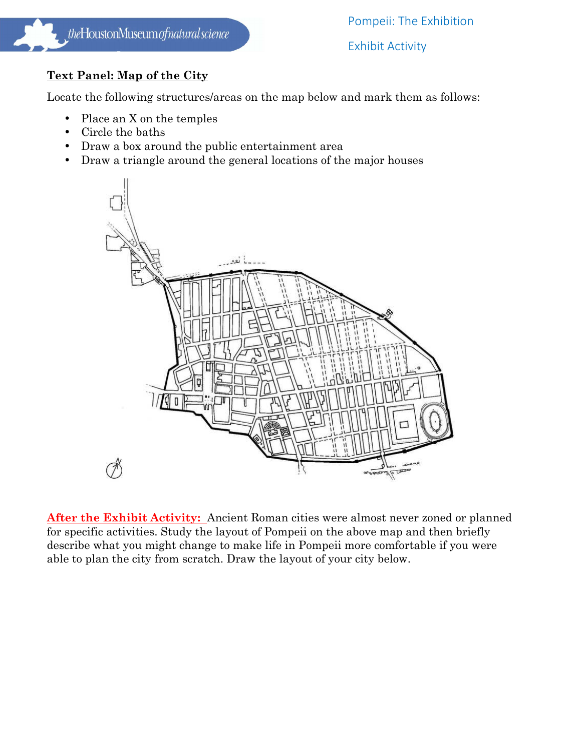## Text Panel: Map of the City

Locate the following structures/areas on the map below and mark them as follows:

- Place an X on the temples
- Circle the baths
- Draw a box around the public entertainment area
- Draw a triangle around the general locations of the major houses

**After the Exhibit Activity:** Ancient Roman cities were almost never zoned or planned for specific activities. Study the layout of Pompeii on the above map and then briefly describe what you might change to make life in Pompeii more comfortable if you were able to plan the city from scratch. Draw the layout of your city below.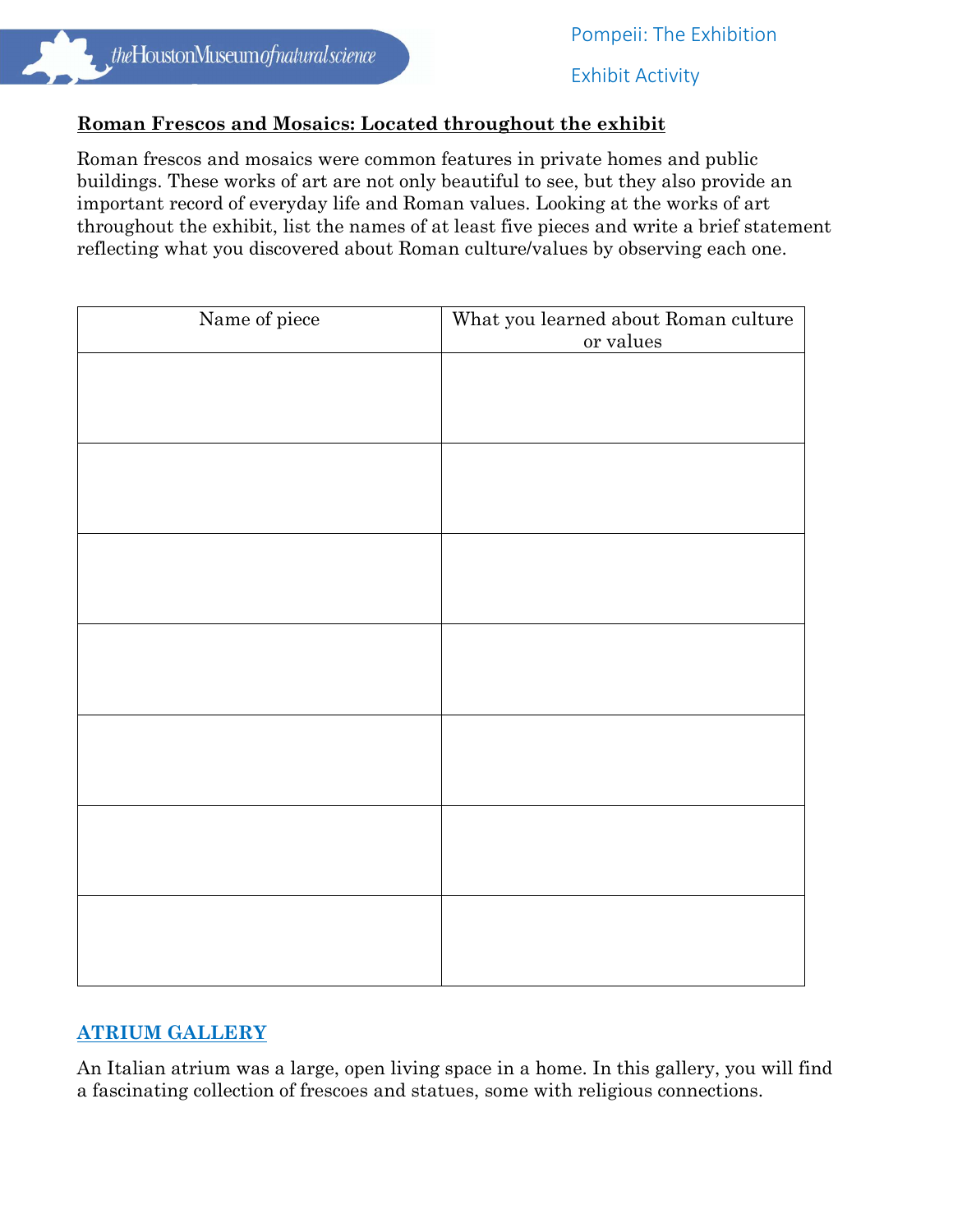**Roman Frescos and Mosaics: Located throughout the exhibit**

Roman frescos and mosaics were common features in private homes and public buildings. These works of art are not only beautiful to see, but they also provide an important record of everyday life and Roman values. Looking at the works of art throughout the exhibit, list the names of at least five pieces and write a brief statement reflecting what you discovered about Roman culture/values by observing each one.

| Name of piece | What you learned about Roman culture or values |
|---|---|
| | |
| | |
| | |
| | |
| | |
| | |
| | |

## ATRIUM GALLERY

An Italian atrium was a large, open living space in a home. In this gallery, you will find a fascinating collection of frescoes and statues, some with religious connections.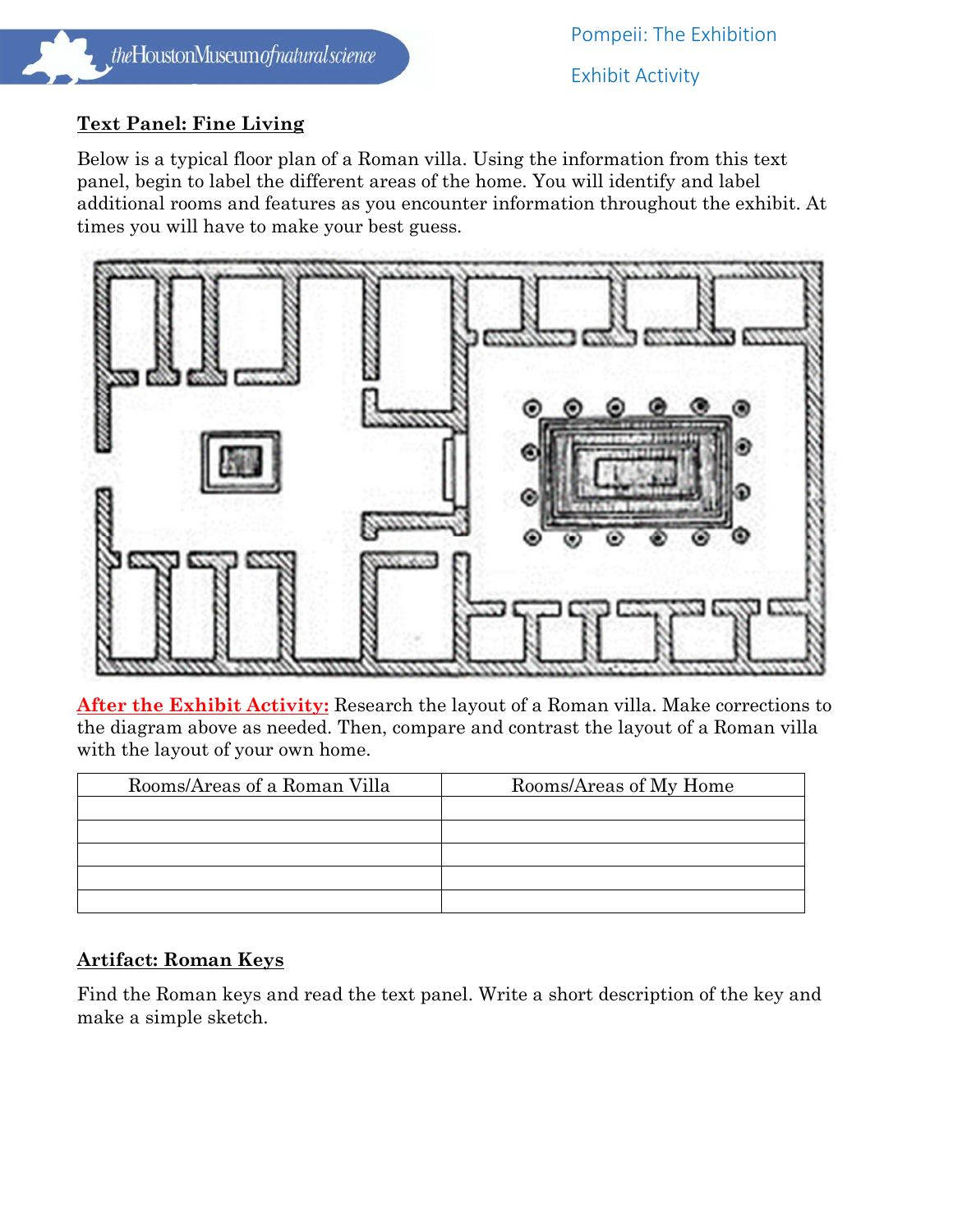## Text Panel: Fine Living

Below is a typical floor plan of a Roman villa. Using the information from this text panel, begin to label the different areas of the home. You will identify and label additional rooms and features as you encounter information throughout the exhibit. At times you will have to make your best guess.

**After the Exhibit Activity:** Research the layout of a Roman villa. Make corrections to the diagram above as needed. Then, compare and contrast the layout of a Roman villa with the layout of your own home.

| Rooms/Areas of a Roman Villa | Rooms/Areas of My Home |
|---|---|
| | |
| | |
| | |
| | |
| | |

## Artifact: Roman Keys

Find the Roman keys and read the text panel. Write a short description of the key and make a simple sketch.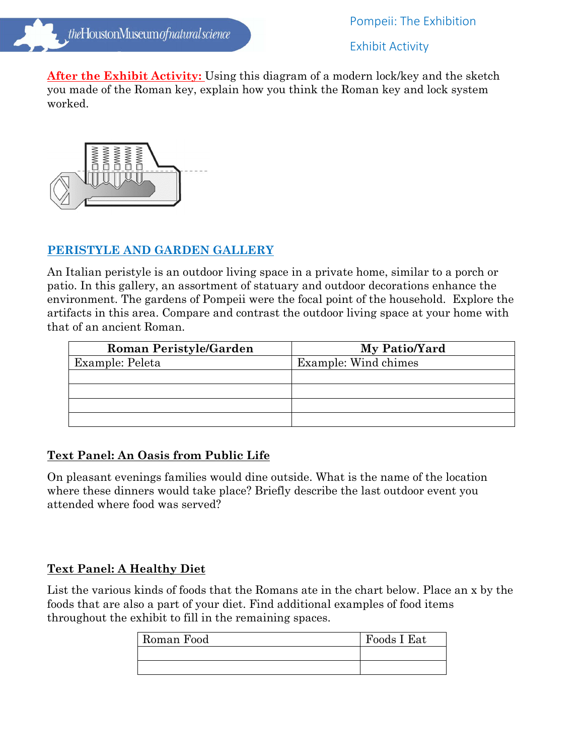**After the Exhibit Activity:** Using this diagram of a modern lock/key and the sketch you made of the Roman key, explain how you think the Roman key and lock system worked.

## PERISTYLE AND GARDEN GALLERY

An Italian peristyle is an outdoor living space in a private home, similar to a porch or patio. In this gallery, an assortment of statuary and outdoor decorations enhance the environment. The gardens of Pompeii were the focal point of the household. Explore the artifacts in this area. Compare and contrast the outdoor living space at your home with that of an ancient Roman.

| Roman Peristyle/Garden | My Patio/Yard |
| --- | --- |
| Example: Peleta | Example: Wind chimes |
| | |
| | |
| | |
| | |

### Text Panel: An Oasis from Public Life

On pleasant evenings families would dine outside. What is the name of the location where these dinners would take place? Briefly describe the last outdoor event you attended where food was served?

### Text Panel: A Healthy Diet

List the various kinds of foods that the Romans ate in the chart below. Place an x by the foods that are also a part of your diet. Find additional examples of food items throughout the exhibit to fill in the remaining spaces.

| Roman Food | Foods I Eat |
| --- | --- |
| | |
| | |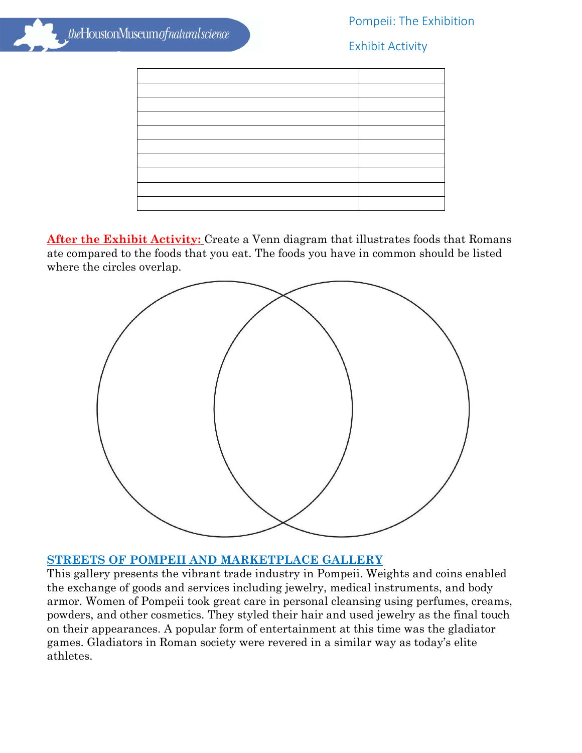| | |
|---|---|
| | |
| | |
| | |
| | |
| | |
| | |
| | |
| | |
| | |

**After the Exhibit Activity:** Create a Venn diagram that illustrates foods that Romans ate compared to the foods that you eat. The foods you have in common should be listed where the circles overlap.

## STREETS OF POMPEII AND MARKETPLACE GALLERY

This gallery presents the vibrant trade industry in Pompeii. Weights and coins enabled the exchange of goods and services including jewelry, medical instruments, and body armor. Women of Pompeii took great care in personal cleansing using perfumes, creams, powders, and other cosmetics. They styled their hair and used jewelry as the final touch on their appearances. A popular form of entertainment at this time was the gladiator games. Gladiators in Roman society were revered in a similar way as today's elite athletes.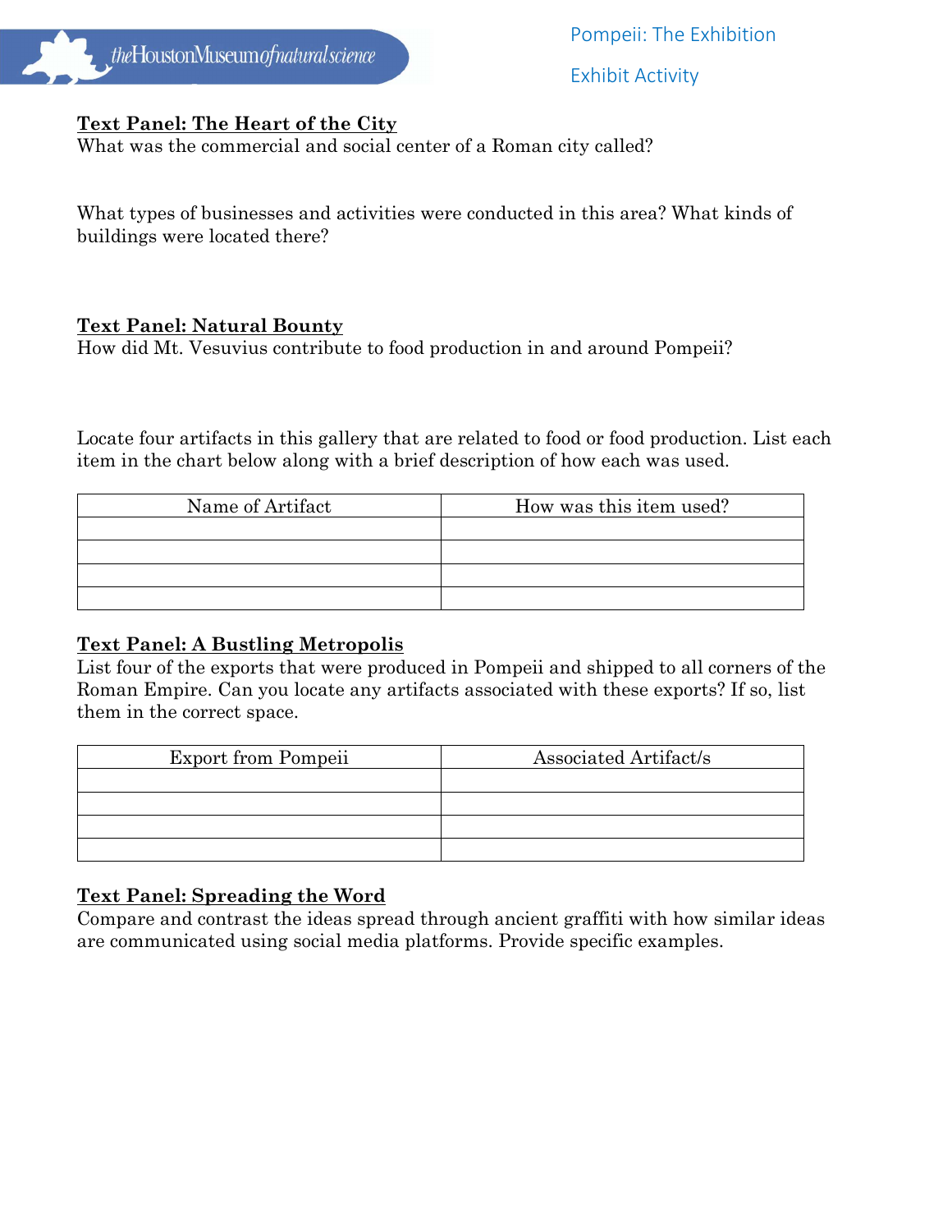**Text Panel: The Heart of the City**

What was the commercial and social center of a Roman city called?

What types of businesses and activities were conducted in this area? What kinds of buildings were located there?

**Text Panel: Natural Bounty**

How did Mt. Vesuvius contribute to food production in and around Pompeii?

Locate four artifacts in this gallery that are related to food or food production. List each item in the chart below along with a brief description of how each was used.

| Name of Artifact | How was this item used? |
| --- | --- |
| | |
| | |
| | |
| | |

**Text Panel: A Bustling Metropolis**

List four of the exports that were produced in Pompeii and shipped to all corners of the Roman Empire. Can you locate any artifacts associated with these exports? If so, list them in the correct space.

| Export from Pompeii | Associated Artifact/s |
| --- | --- |
| | |
| | |
| | |
| | |

**Text Panel: Spreading the Word**

Compare and contrast the ideas spread through ancient graffiti with how similar ideas are communicated using social media platforms. Provide specific examples.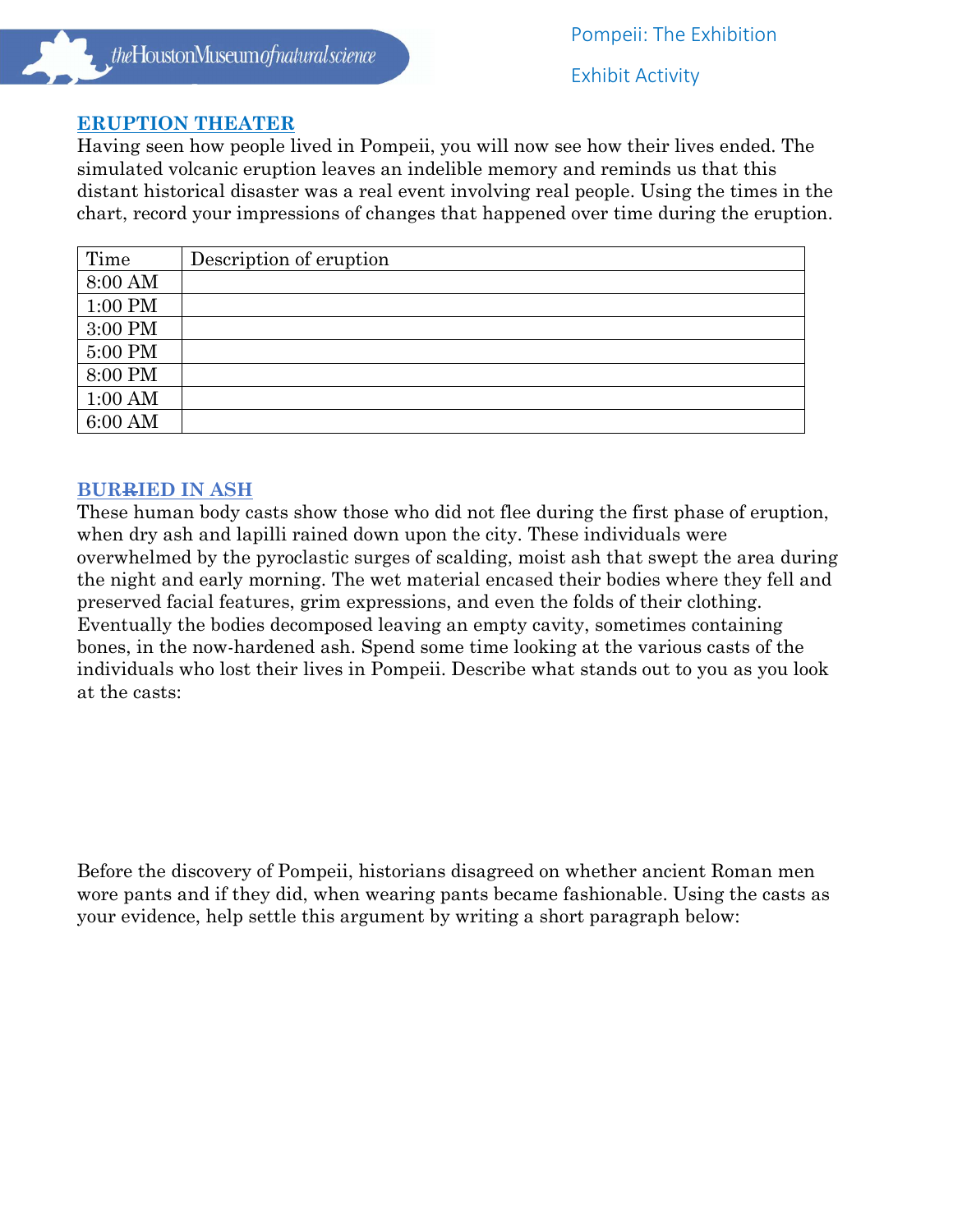## ERUPTION THEATER

Having seen how people lived in Pompeii, you will now see how their lives ended. The simulated volcanic eruption leaves an indelible memory and reminds us that this distant historical disaster was a real event involving real people. Using the times in the chart, record your impressions of changes that happened over time during the eruption.

| Time | Description of eruption |
|---|---|
| 8:00 AM | |
| 1:00 PM | |
| 3:00 PM | |
| 5:00 PM | |
| 8:00 PM | |
| 1:00 AM | |
| 6:00 AM | |

## BURRIED IN ASH

These human body casts show those who did not flee during the first phase of eruption, when dry ash and lapilli rained down upon the city. These individuals were overwhelmed by the pyroclastic surges of scalding, moist ash that swept the area during the night and early morning. The wet material encased their bodies where they fell and preserved facial features, grim expressions, and even the folds of their clothing. Eventually the bodies decomposed leaving an empty cavity, sometimes containing bones, in the now-hardened ash. Spend some time looking at the various casts of the individuals who lost their lives in Pompeii. Describe what stands out to you as you look at the casts:

Before the discovery of Pompeii, historians disagreed on whether ancient Roman men wore pants and if they did, when wearing pants became fashionable. Using the casts as your evidence, help settle this argument by writing a short paragraph below: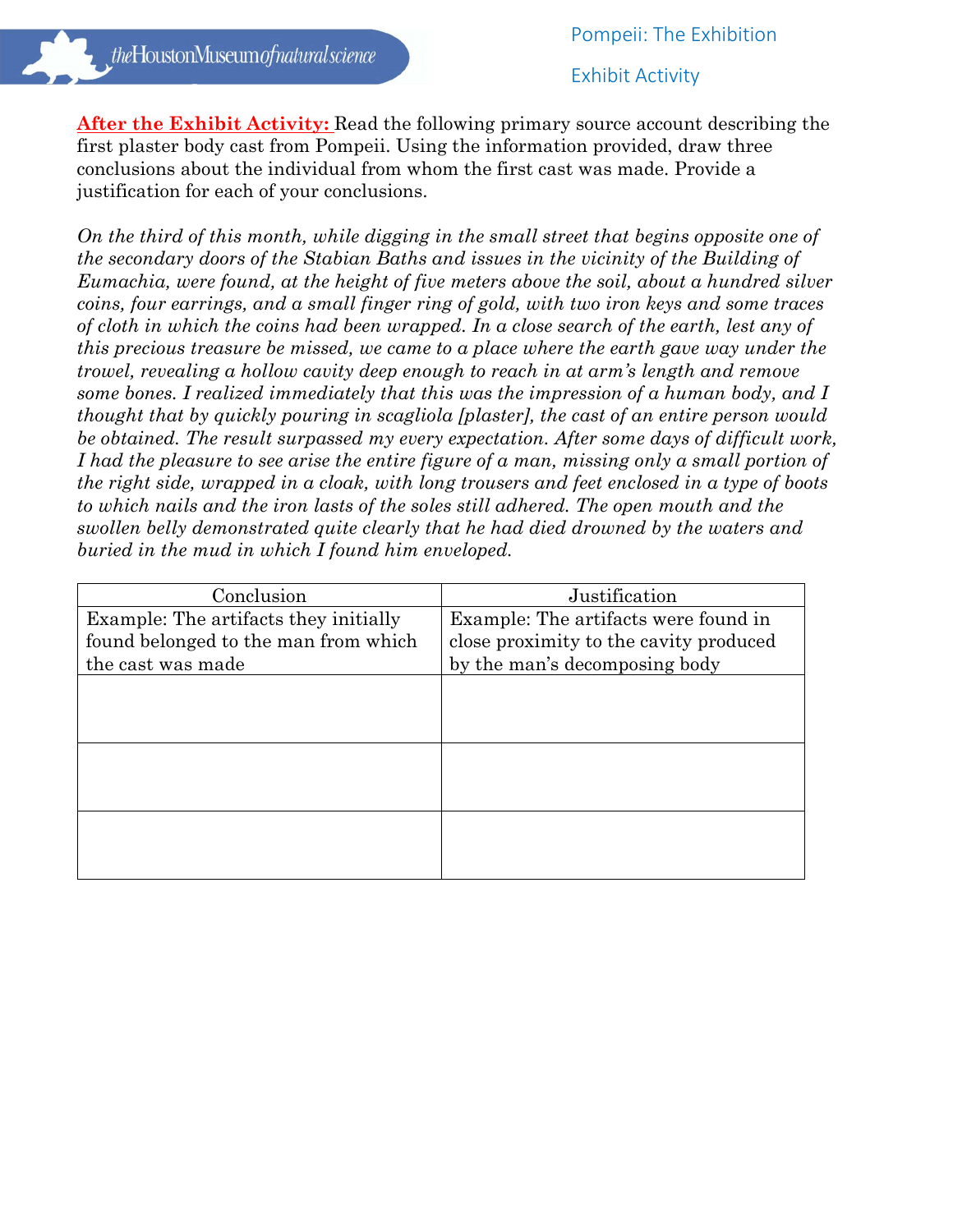**After the Exhibit Activity:** Read the following primary source account describing the first plaster body cast from Pompeii. Using the information provided, draw three conclusions about the individual from whom the first cast was made. Provide a justification for each of your conclusions.

*On the third of this month, while digging in the small street that begins opposite one of the secondary doors of the Stabian Baths and issues in the vicinity of the Building of Eumachia, were found, at the height of five meters above the soil, about a hundred silver coins, four earrings, and a small finger ring of gold, with two iron keys and some traces of cloth in which the coins had been wrapped. In a close search of the earth, lest any of this precious treasure be missed, we came to a place where the earth gave way under the trowel, revealing a hollow cavity deep enough to reach in at arm's length and remove some bones. I realized immediately that this was the impression of a human body, and I thought that by quickly pouring in scagliola [plaster], the cast of an entire person would be obtained. The result surpassed my every expectation. After some days of difficult work, I had the pleasure to see arise the entire figure of a man, missing only a small portion of the right side, wrapped in a cloak, with long trousers and feet enclosed in a type of boots to which nails and the iron lasts of the soles still adhered. The open mouth and the swollen belly demonstrated quite clearly that he had died drowned by the waters and buried in the mud in which I found him enveloped.*

| Conclusion | Justification |
|---|---|
| Example: The artifacts they initially found belonged to the man from which the cast was made | Example: The artifacts were found in close proximity to the cavity produced by the man's decomposing body |
| | |
| | |
| | |